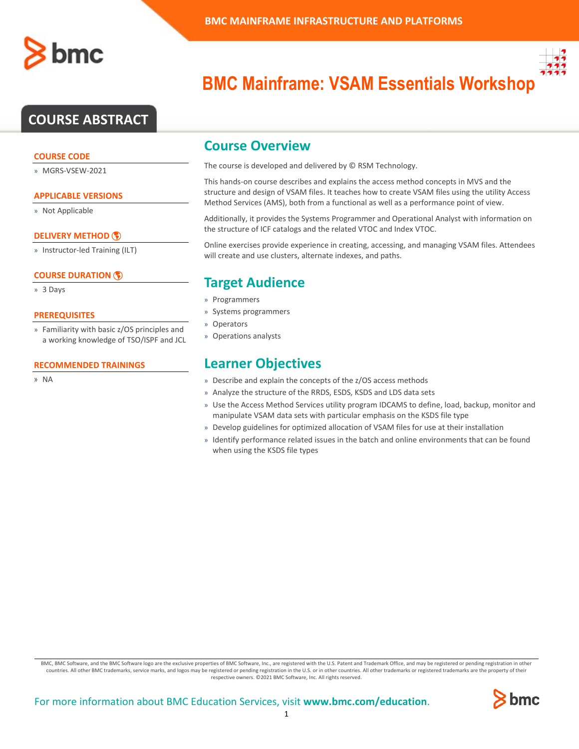# BMC Mainframe: VSAM Essentials Workshop

## COURSE ABSTRACT

### COURSE CODE

» MGRS-VSEW-2021

### APPLICABLE VERSIONS

» Not Applicable

### DELIVERY METHOD

» Instructor-led Training (ILT)

### COURSE DURATION

» 3 Days

### PREREQUISITES

» Familiarity with basic z/OS principles and a working knowledge of TSO/ISPF and JCL

### RECOMMENDED TRAININGS

» NA

## Course Overview

The course is developed and delivered by © RSM Technology.

This hands-on course describes and explains the access method concepts in MVS and the structure and design of VSAM files. It teaches how to create VSAM files using the utility Access Method Services (AMS), both from a functional as well as a performance point of view.

Additionally, it provides the Systems Programmer and Operational Analyst with information on the structure of ICF catalogs and the related VTOC and Index VTOC.

Online exercises provide experience in creating, accessing, and managing VSAM files. Attendees will create and use clusters, alternate indexes, and paths.

## Target Audience

» Programmers
» Systems programmers
» Operators
» Operations analysts

## Learner Objectives

» Describe and explain the concepts of the z/OS access methods
» Analyze the structure of the RRDS, ESDS, KSDS and LDS data sets
» Use the Access Method Services utility program IDCAMS to define, load, backup, monitor and manipulate VSAM data sets with particular emphasis on the KSDS file type
» Develop guidelines for optimized allocation of VSAM files for use at their installation
» Identify performance related issues in the batch and online environments that can be found when using the KSDS file types

BMC, BMC Software, and the BMC Software logo are the exclusive properties of BMC Software, Inc., are registered with the U.S. Patent and Trademark Office, and may be registered or pending registration in other countries. All other BMC trademarks, service marks, and logos may be registered or pending registration in the U.S. or in other countries. All other trademarks or registered trademarks are the property of their respective owners. ©2021 BMC Software, Inc. All rights reserved.

For more information about BMC Education Services, visit **www.bmc.com/education**.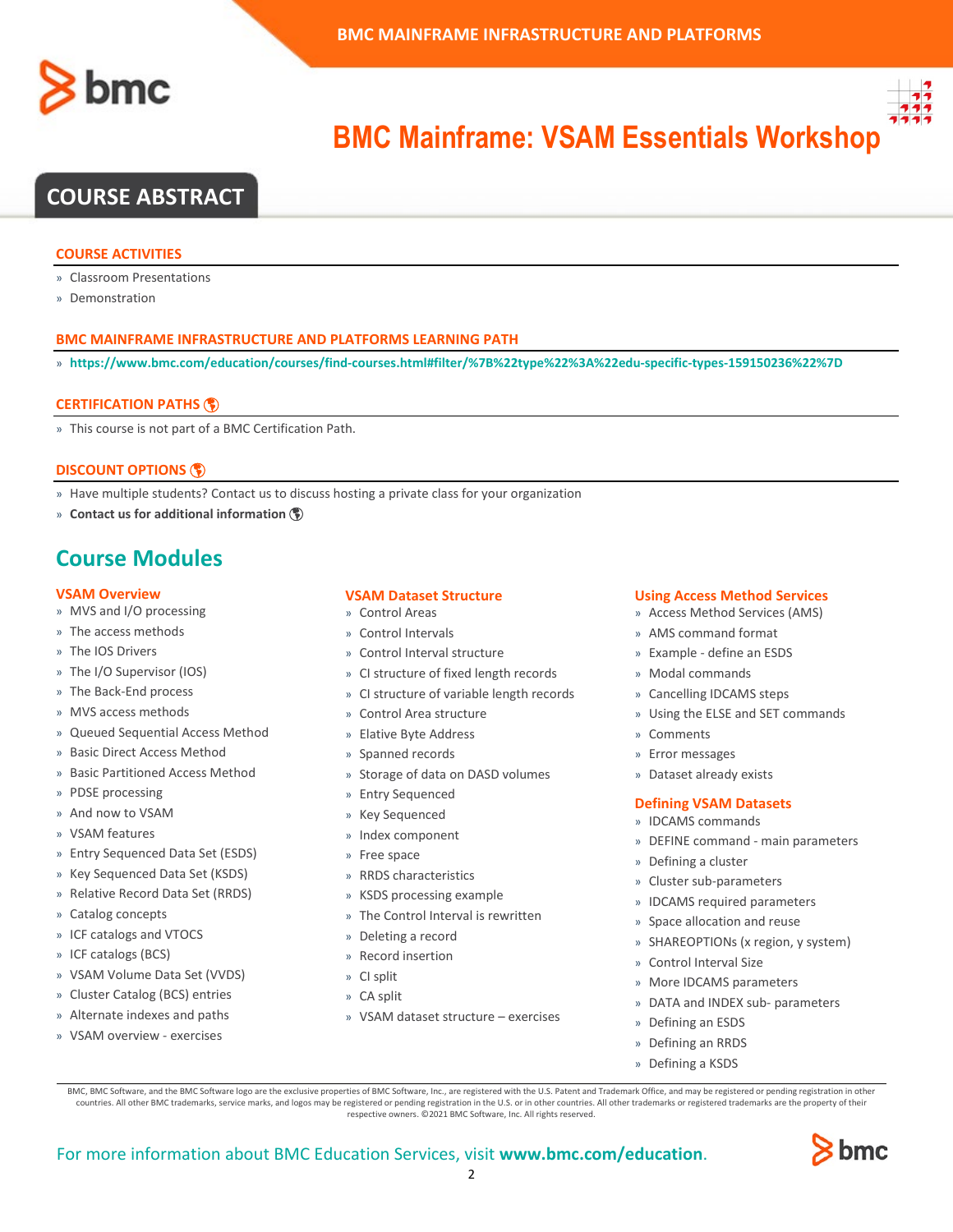# BMC Mainframe: VSAM Essentials Workshop

## COURSE ABSTRACT

### COURSE ACTIVITIES

- Classroom Presentations
- Demonstration

### BMC MAINFRAME INFRASTRUCTURE AND PLATFORMS LEARNING PATH

- **https://www.bmc.com/education/courses/find-courses.html#filter/%7B%22type%22%3A%22edu-specific-types-159150236%22%7D**

### CERTIFICATION PATHS

- This course is not part of a BMC Certification Path.

### DISCOUNT OPTIONS

- Have multiple students? Contact us to discuss hosting a private class for your organization
- **Contact us for additional information**

## Course Modules

### VSAM Overview

- MVS and I/O processing
- The access methods
- The IOS Drivers
- The I/O Supervisor (IOS)
- The Back-End process
- MVS access methods
- Queued Sequential Access Method
- Basic Direct Access Method
- Basic Partitioned Access Method
- PDSE processing
- And now to VSAM
- VSAM features
- Entry Sequenced Data Set (ESDS)
- Key Sequenced Data Set (KSDS)
- Relative Record Data Set (RRDS)
- Catalog concepts
- ICF catalogs and VTOCS
- ICF catalogs (BCS)
- VSAM Volume Data Set (VVDS)
- Cluster Catalog (BCS) entries
- Alternate indexes and paths
- VSAM overview - exercises

### VSAM Dataset Structure

- Control Areas
- Control Intervals
- Control Interval structure
- CI structure of fixed length records
- CI structure of variable length records
- Control Area structure
- Elative Byte Address
- Spanned records
- Storage of data on DASD volumes
- Entry Sequenced
- Key Sequenced
- Index component
- Free space
- RRDS characteristics
- KSDS processing example
- The Control Interval is rewritten
- Deleting a record
- Record insertion
- CI split
- CA split
- VSAM dataset structure – exercises

### Using Access Method Services

- Access Method Services (AMS)
- AMS command format
- Example - define an ESDS
- Modal commands
- Cancelling IDCAMS steps
- Using the ELSE and SET commands
- Comments
- Error messages
- Dataset already exists

### Defining VSAM Datasets

- IDCAMS commands
- DEFINE command - main parameters
- Defining a cluster
- Cluster sub-parameters
- IDCAMS required parameters
- Space allocation and reuse
- SHAREOPTIONs (x region, y system)
- Control Interval Size
- More IDCAMS parameters
- DATA and INDEX sub- parameters
- Defining an ESDS
- Defining an RRDS
- Defining a KSDS

BMC, BMC Software, and the BMC Software logo are the exclusive properties of BMC Software, Inc., are registered with the U.S. Patent and Trademark Office, and may be registered or pending registration in other countries. All other BMC trademarks, service marks, and logos may be registered or pending registration in the U.S. or in other countries. All other trademarks or registered trademarks are the property of their respective owners. ©2021 BMC Software, Inc. All rights reserved.

For more information about BMC Education Services, visit **www.bmc.com/education**.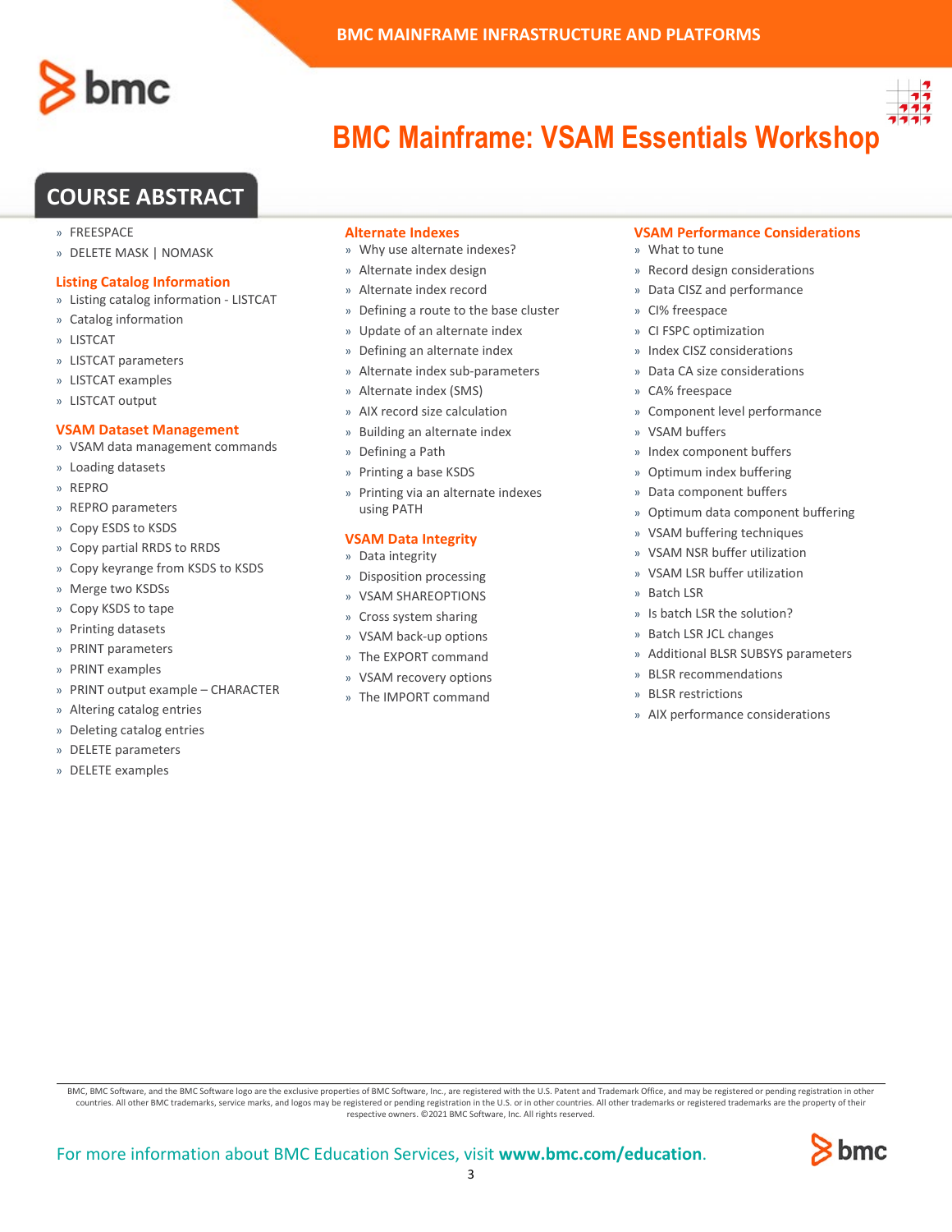# BMC Mainframe: VSAM Essentials Workshop

## COURSE ABSTRACT

- FREESPACE
- DELETE MASK | NOMASK

### Listing Catalog Information

- Listing catalog information - LISTCAT
- Catalog information
- LISTCAT
- LISTCAT parameters
- LISTCAT examples
- LISTCAT output

### VSAM Dataset Management

- VSAM data management commands
- Loading datasets
- REPRO
- REPRO parameters
- Copy ESDS to KSDS
- Copy partial RRDS to RRDS
- Copy keyrange from KSDS to KSDS
- Merge two KSDSs
- Copy KSDS to tape
- Printing datasets
- PRINT parameters
- PRINT examples
- PRINT output example – CHARACTER
- Altering catalog entries
- Deleting catalog entries
- DELETE parameters
- DELETE examples

### Alternate Indexes

- Why use alternate indexes?
- Alternate index design
- Alternate index record
- Defining a route to the base cluster
- Update of an alternate index
- Defining an alternate index
- Alternate index sub-parameters
- Alternate index (SMS)
- AIX record size calculation
- Building an alternate index
- Defining a Path
- Printing a base KSDS
- Printing via an alternate indexes using PATH

### VSAM Data Integrity

- Data integrity
- Disposition processing
- VSAM SHAREOPTIONS
- Cross system sharing
- VSAM back-up options
- The EXPORT command
- VSAM recovery options
- The IMPORT command

### VSAM Performance Considerations

- What to tune
- Record design considerations
- Data CISZ and performance
- CI% freespace
- CI FSPC optimization
- Index CISZ considerations
- Data CA size considerations
- CA% freespace
- Component level performance
- VSAM buffers
- Index component buffers
- Optimum index buffering
- Data component buffers
- Optimum data component buffering
- VSAM buffering techniques
- VSAM NSR buffer utilization
- VSAM LSR buffer utilization
- Batch LSR
- Is batch LSR the solution?
- Batch LSR JCL changes
- Additional BLSR SUBSYS parameters
- BLSR recommendations
- BLSR restrictions
- AIX performance considerations

BMC, BMC Software, and the BMC Software logo are the exclusive properties of BMC Software, Inc., are registered with the U.S. Patent and Trademark Office, and may be registered or pending registration in other countries. All other BMC trademarks, service marks, and logos may be registered or pending registration in the U.S. or in other countries. All other trademarks or registered trademarks are the property of their respective owners. ©2021 BMC Software, Inc. All rights reserved.

For more information about BMC Education Services, visit **www.bmc.com/education**.